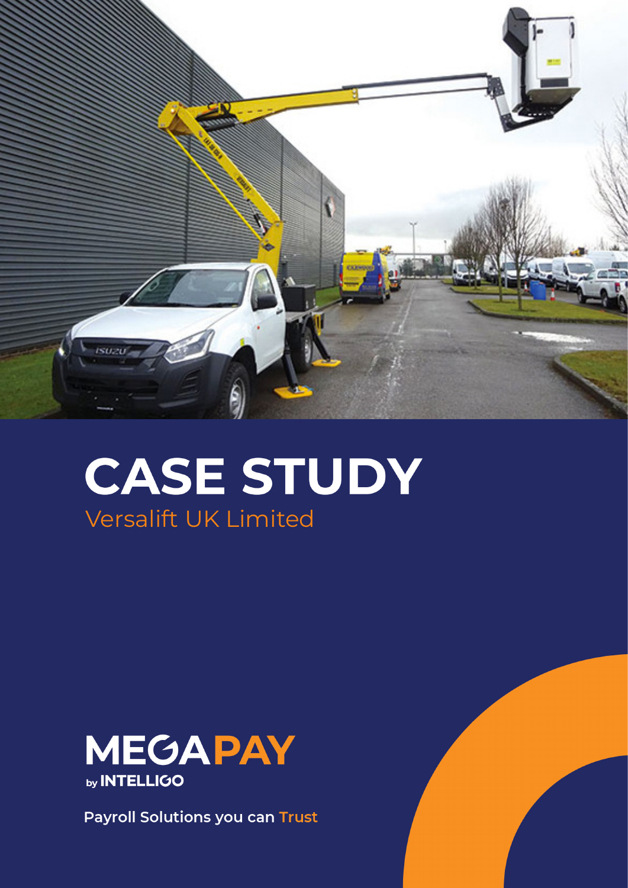# CASE STUDY

## Versalift UK Limited

MEGAPAY
by INTELLIGO

**Payroll Solutions you can Trust**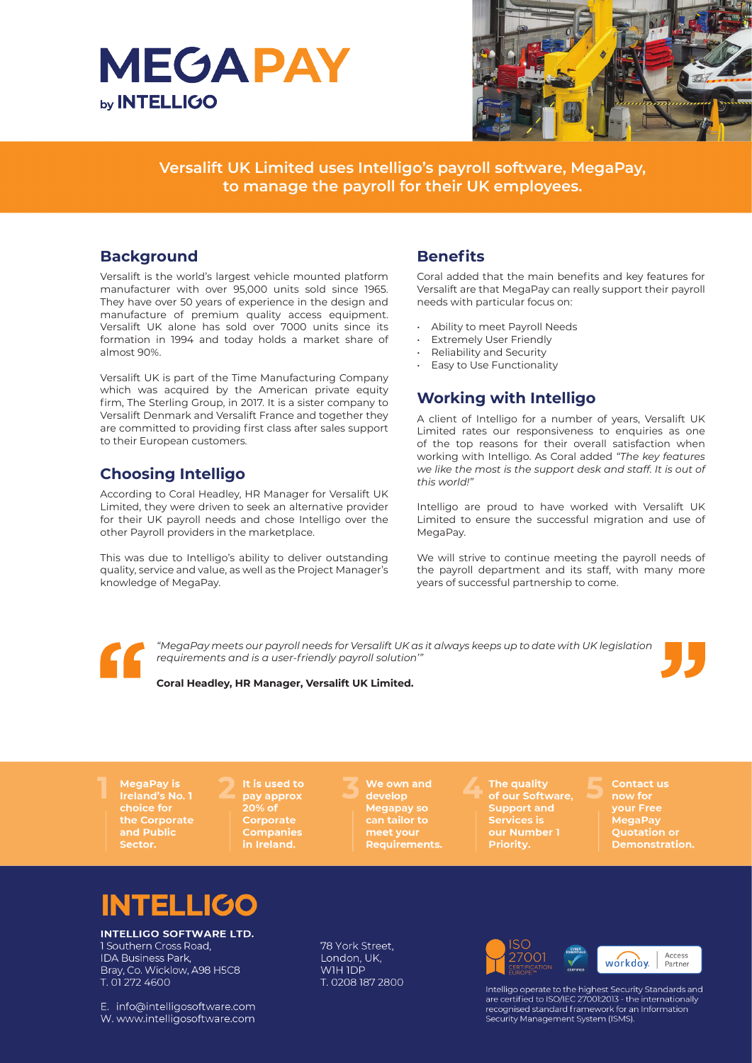# MEGAPAY by INTELLIGO

**Versalift UK Limited uses Intelligo's payroll software, MegaPay, to manage the payroll for their UK employees.**

## Background

Versalift is the world's largest vehicle mounted platform manufacturer with over 95,000 units sold since 1965. They have over 50 years of experience in the design and manufacture of premium quality access equipment. Versalift UK alone has sold over 7000 units since its formation in 1994 and today holds a market share of almost 90%.

Versalift UK is part of the Time Manufacturing Company which was acquired by the American private equity firm, The Sterling Group, in 2017. It is a sister company to Versalift Denmark and Versalift France and together they are committed to providing first class after sales support to their European customers.

## Choosing Intelligo

According to Coral Headley, HR Manager for Versalift UK Limited, they were driven to seek an alternative provider for their UK payroll needs and chose Intelligo over the other Payroll providers in the marketplace.

This was due to Intelligo's ability to deliver outstanding quality, service and value, as well as the Project Manager's knowledge of MegaPay.

## Benefits

Coral added that the main benefits and key features for Versalift are that MegaPay can really support their payroll needs with particular focus on:

- Ability to meet Payroll Needs
- Extremely User Friendly
- Reliability and Security
- Easy to Use Functionality

## Working with Intelligo

A client of Intelligo for a number of years, Versalift UK Limited rates our responsiveness to enquiries as one of the top reasons for their overall satisfaction when working with Intelligo. As Coral added *"The key features we like the most is the support desk and staff. It is out of this world!"*

Intelligo are proud to have worked with Versalift UK Limited to ensure the successful migration and use of MegaPay.

We will strive to continue meeting the payroll needs of the payroll department and its staff, with many more years of successful partnership to come.

> *"MegaPay meets our payroll needs for Versalift UK as it always keeps up to date with UK legislation requirements and is a user-friendly payroll solution'"*
>
> **Coral Headley, HR Manager, Versalift UK Limited.**

1. MegaPay is Ireland's No. 1 choice for the Corporate and Public Sector.
2. It is used to pay approx 20% of Corporate Companies in Ireland.
3. We own and develop Megapay so can tailor to meet your Requirements.
4. The quality of our Software, Support and Services is our Number 1 Priority.
5. Contact us now for your Free MegaPay Quotation or Demonstration.

# INTELLIGO

**INTELLIGO SOFTWARE LTD.**
1 Southern Cross Road,
IDA Business Park,
Bray, Co. Wicklow, A98 H5C8
T. 01 272 4600

E. info@intelligosoftware.com
W. www.intelligosoftware.com

78 York Street,
London, UK,
W1H 1DP
T. 0208 187 2800

ISO 27001 Certification Europe
Cyber Essentials Certified
workday. Access Partner

Intelligo operate to the highest Security Standards and are certified to ISO/IEC 27001:2013 - the internationally recognised standard framework for an Information Security Management System (ISMS).